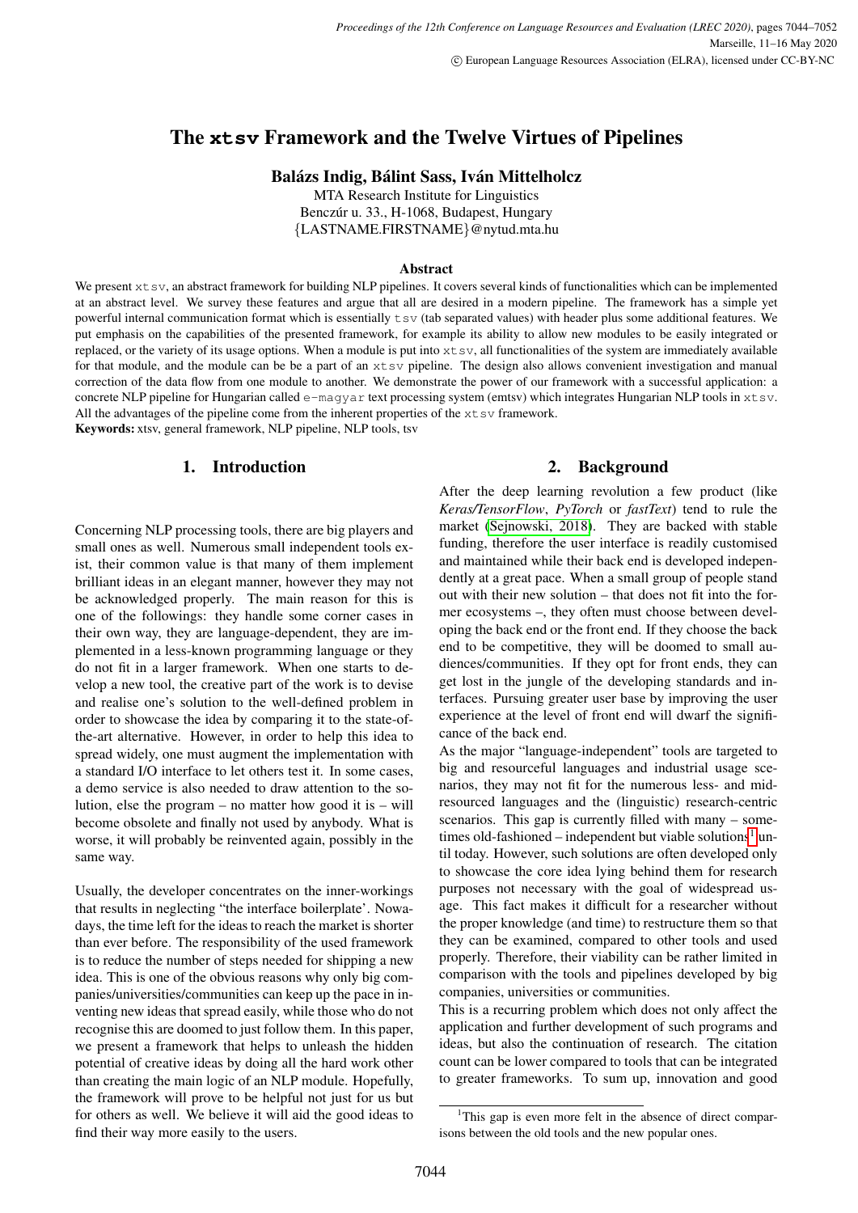# The `xtsv` Framework and the Twelve Virtues of Pipelines

**Balázs Indig, Bálint Sass, Iván Mittelholcz**

MTA Research Institute for Linguistics
Benczúr u. 33., H-1068, Budapest, Hungary
{LASTNAME.FIRSTNAME}@nytud.mta.hu

### Abstract

We present `xtsv`, an abstract framework for building NLP pipelines. It covers several kinds of functionalities which can be implemented at an abstract level. We survey these features and argue that all are desired in a modern pipeline. The framework has a simple yet powerful internal communication format which is essentially `tsv` (tab separated values) with header plus some additional features. We put emphasis on the capabilities of the presented framework, for example its ability to allow new modules to be easily integrated or replaced, or the variety of its usage options. When a module is put into `xtsv`, all functionalities of the system are immediately available for that module, and the module can be be a part of an `xtsv` pipeline. The design also allows convenient investigation and manual correction of the data flow from one module to another. We demonstrate the power of our framework with a successful application: a concrete NLP pipeline for Hungarian called `e-magyar` text processing system (emtsv) which integrates Hungarian NLP tools in `xtsv`. All the advantages of the pipeline come from the inherent properties of the `xtsv` framework.

**Keywords:** xtsv, general framework, NLP pipeline, NLP tools, tsv

## 1. Introduction

Concerning NLP processing tools, there are big players and small ones as well. Numerous small independent tools exist, their common value is that many of them implement brilliant ideas in an elegant manner, however they may not be acknowledged properly. The main reason for this is one of the followings: they handle some corner cases in their own way, they are language-dependent, they are implemented in a less-known programming language or they do not fit in a larger framework. When one starts to develop a new tool, the creative part of the work is to devise and realise one's solution to the well-defined problem in order to showcase the idea by comparing it to the state-of-the-art alternative. However, in order to help this idea to spread widely, one must augment the implementation with a standard I/O interface to let others test it. In some cases, a demo service is also needed to draw attention to the solution, else the program – no matter how good it is – will become obsolete and finally not used by anybody. What is worse, it will probably be reinvented again, possibly in the same way.

Usually, the developer concentrates on the inner-workings that results in neglecting "the interface boilerplate'. Nowadays, the time left for the ideas to reach the market is shorter than ever before. The responsibility of the used framework is to reduce the number of steps needed for shipping a new idea. This is one of the obvious reasons why only big companies/universities/communities can keep up the pace in inventing new ideas that spread easily, while those who do not recognise this are doomed to just follow them. In this paper, we present a framework that helps to unleash the hidden potential of creative ideas by doing all the hard work other than creating the main logic of an NLP module. Hopefully, the framework will prove to be helpful not just for us but for others as well. We believe it will aid the good ideas to find their way more easily to the users.

## 2. Background

After the deep learning revolution a few product (like *Keras/TensorFlow*, *PyTorch* or *fastText*) tend to rule the market (Sejnowski, 2018). They are backed with stable funding, therefore the user interface is readily customised and maintained while their back end is developed independently at a great pace. When a small group of people stand out with their new solution – that does not fit into the former ecosystems –, they often must choose between developing the back end or the front end. If they choose the back end to be competitive, they will be doomed to small audiences/communities. If they opt for front ends, they can get lost in the jungle of the developing standards and interfaces. Pursuing greater user base by improving the user experience at the level of front end will dwarf the significance of the back end.

As the major "language-independent" tools are targeted to big and resourceful languages and industrial usage scenarios, they may not fit for the numerous less- and mid-resourced languages and the (linguistic) research-centric scenarios. This gap is currently filled with many – sometimes old-fashioned – independent but viable solutions[1] until today. However, such solutions are often developed only to showcase the core idea lying behind them for research purposes not necessary with the goal of widespread usage. This fact makes it difficult for a researcher without the proper knowledge (and time) to restructure them so that they can be examined, compared to other tools and used properly. Therefore, their viability can be rather limited in comparison with the tools and pipelines developed by big companies, universities or communities.

This is a recurring problem which does not only affect the application and further development of such programs and ideas, but also the continuation of research. The citation count can be lower compared to tools that can be integrated to greater frameworks. To sum up, innovation and good

[1] This gap is even more felt in the absence of direct comparisons between the old tools and the new popular ones.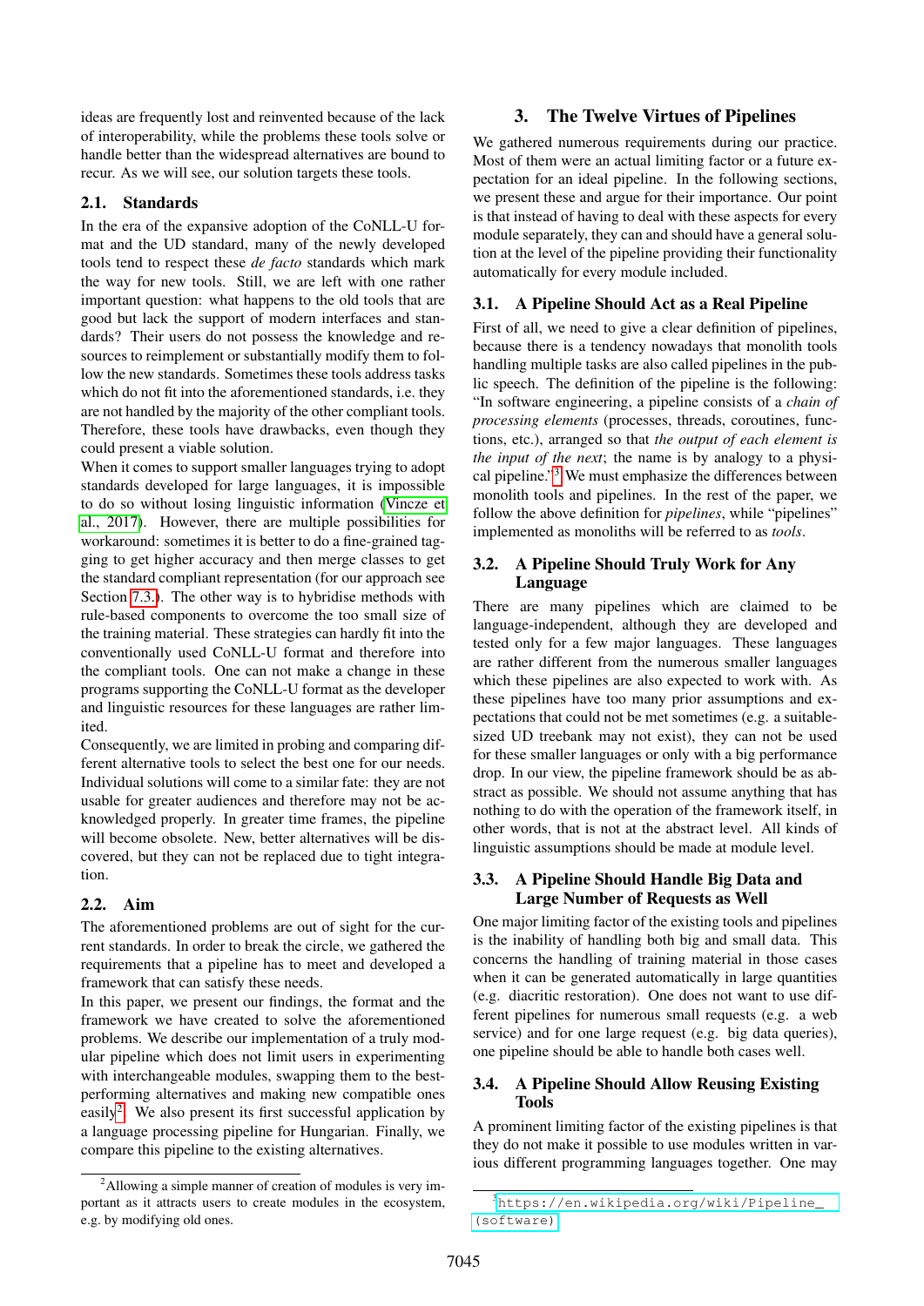ideas are frequently lost and reinvented because of the lack of interoperability, while the problems these tools solve or handle better than the widespread alternatives are bound to recur. As we will see, our solution targets these tools.

### 2.1. Standards

In the era of the expansive adoption of the CoNLL-U format and the UD standard, many of the newly developed tools tend to respect these *de facto* standards which mark the way for new tools. Still, we are left with one rather important question: what happens to the old tools that are good but lack the support of modern interfaces and standards? Their users do not possess the knowledge and resources to reimplement or substantially modify them to follow the new standards. Sometimes these tools address tasks which do not fit into the aforementioned standards, i.e. they are not handled by the majority of the other compliant tools. Therefore, these tools have drawbacks, even though they could present a viable solution.

When it comes to support smaller languages trying to adopt standards developed for large languages, it is impossible to do so without losing linguistic information (Vincze et al., 2017). However, there are multiple possibilities for workaround: sometimes it is better to do a fine-grained tagging to get higher accuracy and then merge classes to get the standard compliant representation (for our approach see Section 7.3.). The other way is to hybridise methods with rule-based components to overcome the too small size of the training material. These strategies can hardly fit into the conventionally used CoNLL-U format and therefore into the compliant tools. One can not make a change in these programs supporting the CoNLL-U format as the developer and linguistic resources for these languages are rather limited.

Consequently, we are limited in probing and comparing different alternative tools to select the best one for our needs. Individual solutions will come to a similar fate: they are not usable for greater audiences and therefore may not be acknowledged properly. In greater time frames, the pipeline will become obsolete. New, better alternatives will be discovered, but they can not be replaced due to tight integration.

### 2.2. Aim

The aforementioned problems are out of sight for the current standards. In order to break the circle, we gathered the requirements that a pipeline has to meet and developed a framework that can satisfy these needs.

In this paper, we present our findings, the format and the framework we have created to solve the aforementioned problems. We describe our implementation of a truly modular pipeline which does not limit users in experimenting with interchangeable modules, swapping them to the best-performing alternatives and making new compatible ones easily[2]. We also present its first successful application by a language processing pipeline for Hungarian. Finally, we compare this pipeline to the existing alternatives.

[2] Allowing a simple manner of creation of modules is very important as it attracts users to create modules in the ecosystem, e.g. by modifying old ones.

## 3. The Twelve Virtues of Pipelines

We gathered numerous requirements during our practice. Most of them were an actual limiting factor or a future expectation for an ideal pipeline. In the following sections, we present these and argue for their importance. Our point is that instead of having to deal with these aspects for every module separately, they can and should have a general solution at the level of the pipeline providing their functionality automatically for every module included.

### 3.1. A Pipeline Should Act as a Real Pipeline

First of all, we need to give a clear definition of pipelines, because there is a tendency nowadays that monolith tools handling multiple tasks are also called pipelines in the public speech. The definition of the pipeline is the following: "In software engineering, a pipeline consists of a *chain of processing elements* (processes, threads, coroutines, functions, etc.), arranged so that *the output of each element is the input of the next*; the name is by analogy to a physical pipeline."[3] We must emphasize the differences between monolith tools and pipelines. In the rest of the paper, we follow the above definition for *pipelines*, while "pipelines" implemented as monoliths will be referred to as *tools*.

### 3.2. A Pipeline Should Truly Work for Any Language

There are many pipelines which are claimed to be language-independent, although they are developed and tested only for a few major languages. These languages are rather different from the numerous smaller languages which these pipelines are also expected to work with. As these pipelines have too many prior assumptions and expectations that could not be met sometimes (e.g. a suitable-sized UD treebank may not exist), they can not be used for these smaller languages or only with a big performance drop. In our view, the pipeline framework should be as abstract as possible. We should not assume anything that has nothing to do with the operation of the framework itself, in other words, that is not at the abstract level. All kinds of linguistic assumptions should be made at module level.

### 3.3. A Pipeline Should Handle Big Data and Large Number of Requests as Well

One major limiting factor of the existing tools and pipelines is the inability of handling both big and small data. This concerns the handling of training material in those cases when it can be generated automatically in large quantities (e.g. diacritic restoration). One does not want to use different pipelines for numerous small requests (e.g. a web service) and for one large request (e.g. big data queries), one pipeline should be able to handle both cases well.

### 3.4. A Pipeline Should Allow Reusing Existing Tools

A prominent limiting factor of the existing pipelines is that they do not make it possible to use modules written in various different programming languages together. One may

[3] https://en.wikipedia.org/wiki/Pipeline_(software)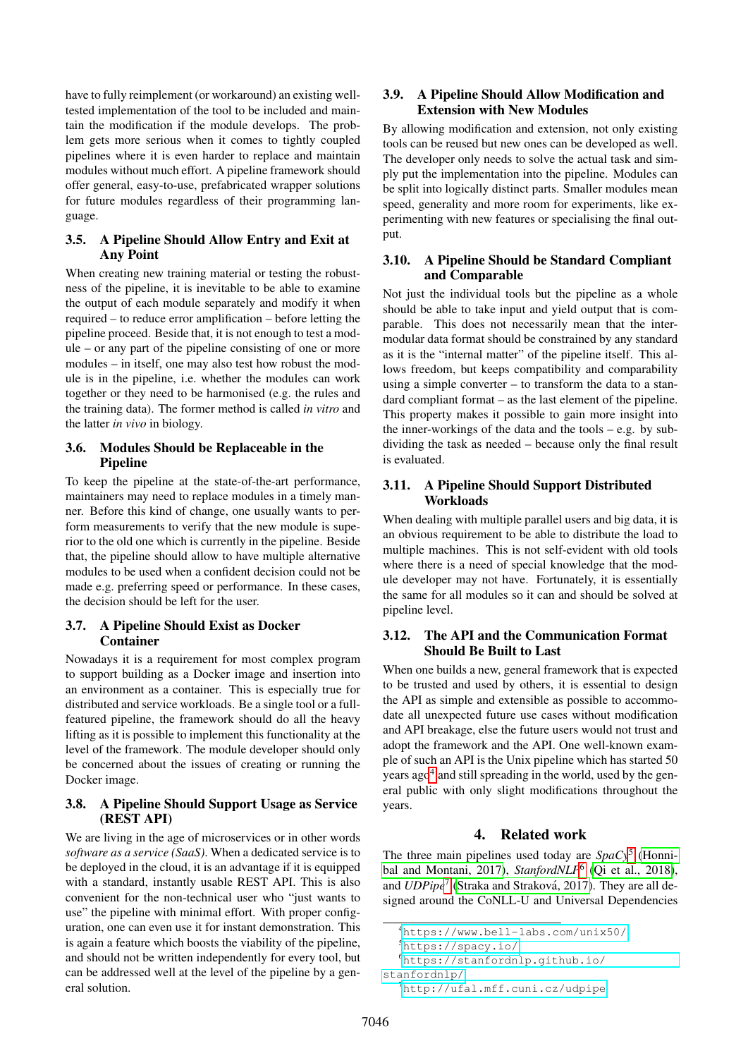have to fully reimplement (or workaround) an existing well-tested implementation of the tool to be included and maintain the modification if the module develops. The problem gets more serious when it comes to tightly coupled pipelines where it is even harder to replace and maintain modules without much effort. A pipeline framework should offer general, easy-to-use, prefabricated wrapper solutions for future modules regardless of their programming language.

### 3.5. A Pipeline Should Allow Entry and Exit at Any Point

When creating new training material or testing the robustness of the pipeline, it is inevitable to be able to examine the output of each module separately and modify it when required – to reduce error amplification – before letting the pipeline proceed. Beside that, it is not enough to test a module – or any part of the pipeline consisting of one or more modules – in itself, one may also test how robust the module is in the pipeline, i.e. whether the modules can work together or they need to be harmonised (e.g. the rules and the training data). The former method is called *in vitro* and the latter *in vivo* in biology.

### 3.6. Modules Should be Replaceable in the Pipeline

To keep the pipeline at the state-of-the-art performance, maintainers may need to replace modules in a timely manner. Before this kind of change, one usually wants to perform measurements to verify that the new module is superior to the old one which is currently in the pipeline. Beside that, the pipeline should allow to have multiple alternative modules to be used when a confident decision could not be made e.g. preferring speed or performance. In these cases, the decision should be left for the user.

### 3.7. A Pipeline Should Exist as Docker Container

Nowadays it is a requirement for most complex program to support building as a Docker image and insertion into an environment as a container. This is especially true for distributed and service workloads. Be a single tool or a full-featured pipeline, the framework should do all the heavy lifting as it is possible to implement this functionality at the level of the framework. The module developer should only be concerned about the issues of creating or running the Docker image.

### 3.8. A Pipeline Should Support Usage as Service (REST API)

We are living in the age of microservices or in other words *software as a service (SaaS)*. When a dedicated service is to be deployed in the cloud, it is an advantage if it is equipped with a standard, instantly usable REST API. This is also convenient for the non-technical user who "just wants to use" the pipeline with minimal effort. With proper configuration, one can even use it for instant demonstration. This is again a feature which boosts the viability of the pipeline, and should not be written independently for every tool, but can be addressed well at the level of the pipeline by a general solution.

### 3.9. A Pipeline Should Allow Modification and Extension with New Modules

By allowing modification and extension, not only existing tools can be reused but new ones can be developed as well. The developer only needs to solve the actual task and simply put the implementation into the pipeline. Modules can be split into logically distinct parts. Smaller modules mean speed, generality and more room for experiments, like experimenting with new features or specialising the final output.

### 3.10. A Pipeline Should be Standard Compliant and Comparable

Not just the individual tools but the pipeline as a whole should be able to take input and yield output that is comparable. This does not necessarily mean that the inter-modular data format should be constrained by any standard as it is the "internal matter" of the pipeline itself. This allows freedom, but keeps compatibility and comparability using a simple converter – to transform the data to a standard compliant format – as the last element of the pipeline. This property makes it possible to gain more insight into the inner-workings of the data and the tools – e.g. by subdividing the task as needed – because only the final result is evaluated.

### 3.11. A Pipeline Should Support Distributed Workloads

When dealing with multiple parallel users and big data, it is an obvious requirement to be able to distribute the load to multiple machines. This is not self-evident with old tools where there is a need of special knowledge that the module developer may not have. Fortunately, it is essentially the same for all modules so it can and should be solved at pipeline level.

### 3.12. The API and the Communication Format Should Be Built to Last

When one builds a new, general framework that is expected to be trusted and used by others, it is essential to design the API as simple and extensible as possible to accommodate all unexpected future use cases without modification and API breakage, else the future users would not trust and adopt the framework and the API. One well-known example of such an API is the Unix pipeline which has started 50 years ago[4] and still spreading in the world, used by the general public with only slight modifications throughout the years.

## 4. Related work

The three main pipelines used today are *SpaCy*[5] (Honnibal and Montani, 2017), *StanfordNLP*[6] (Qi et al., 2018), and *UDPipe*[7] (Straka and Straková, 2017). They are all designed around the CoNLL-U and Universal Dependencies

[4] https://www.bell-labs.com/unix50/

[5] https://spacy.io/

[6] https://stanfordnlp.github.io/stanfordnlp/

[7] http://ufal.mff.cuni.cz/udpipe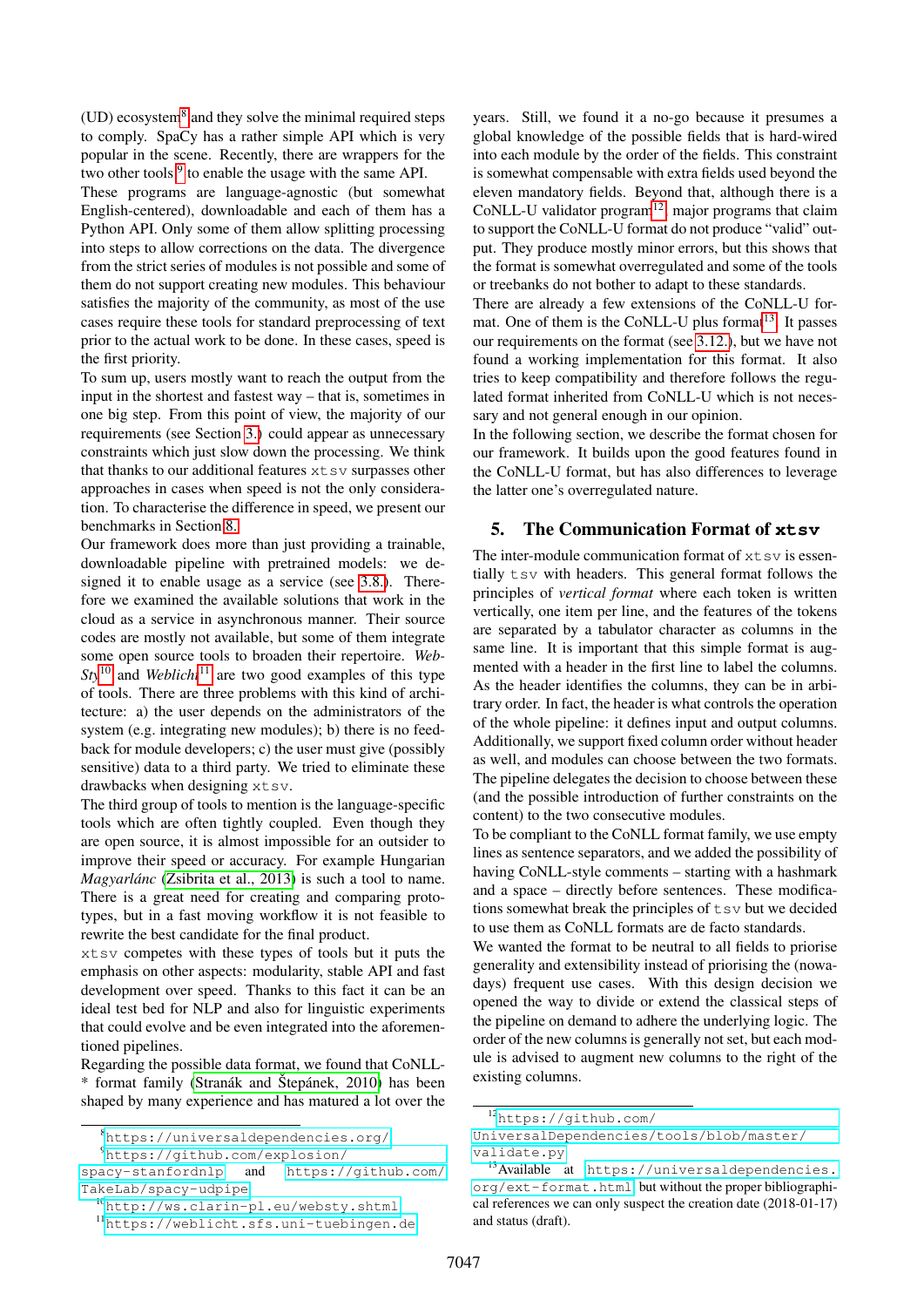(UD) ecosystem[8] and they solve the minimal required steps to comply. SpaCy has a rather simple API which is very popular in the scene. Recently, there are wrappers for the two other tools[9] to enable the usage with the same API.

These programs are language-agnostic (but somewhat English-centered), downloadable and each of them has a Python API. Only some of them allow splitting processing into steps to allow corrections on the data. The divergence from the strict series of modules is not possible and some of them do not support creating new modules. This behaviour satisfies the majority of the community, as most of the use cases require these tools for standard preprocessing of text prior to the actual work to be done. In these cases, speed is the first priority.

To sum up, users mostly want to reach the output from the input in the shortest and fastest way – that is, sometimes in one big step. From this point of view, the majority of our requirements (see Section 3.) could appear as unnecessary constraints which just slow down the processing. We think that thanks to our additional features `xtsv` surpasses other approaches in cases when speed is not the only consideration. To characterise the difference in speed, we present our benchmarks in Section 8.

Our framework does more than just providing a trainable, downloadable pipeline with pretrained models: we designed it to enable usage as a service (see 3.8.). Therefore we examined the available solutions that work in the cloud as a service in asynchronous manner. Their source codes are mostly not available, but some of them integrate some open source tools to broaden their repertoire. *WebSty*[10] and *Weblicht*[11] are two good examples of this type of tools. There are three problems with this kind of architecture: a) the user depends on the administrators of the system (e.g. integrating new modules); b) there is no feedback for module developers; c) the user must give (possibly sensitive) data to a third party. We tried to eliminate these drawbacks when designing `xtsv`.

The third group of tools to mention is the language-specific tools which are often tightly coupled. Even though they are open source, it is almost impossible for an outsider to improve their speed or accuracy. For example Hungarian *Magyarlánc* (Zsibrita et al., 2013) is such a tool to name. There is a great need for creating and comparing prototypes, but in a fast moving workflow it is not feasible to rewrite the best candidate for the final product.

`xtsv` competes with these types of tools but it puts the emphasis on other aspects: modularity, stable API and fast development over speed. Thanks to this fact it can be an ideal test bed for NLP and also for linguistic experiments that could evolve and be even integrated into the aforementioned pipelines.

Regarding the possible data format, we found that CoNLL-* format family (Stranák and Štěpánek, 2010) has been shaped by many experience and has matured a lot over the years. Still, we found it a no-go because it presumes a global knowledge of the possible fields that is hard-wired into each module by the order of the fields. This constraint is somewhat compensable with extra fields used beyond the eleven mandatory fields. Beyond that, although there is a CoNLL-U validator program[12], major programs that claim to support the CoNLL-U format do not produce "valid" output. They produce mostly minor errors, but this shows that the format is somewhat overregulated and some of the tools or treebanks do not bother to adapt to these standards.

There are already a few extensions of the CoNLL-U format. One of them is the CoNLL-U plus format[13]. It passes our requirements on the format (see 3.12.), but we have not found a working implementation for this format. It also tries to keep compatibility and therefore follows the regulated format inherited from CoNLL-U which is not necessary and not general enough in our opinion.

In the following section, we describe the format chosen for our framework. It builds upon the good features found in the CoNLL-U format, but has also differences to leverage the latter one's overregulated nature.

## 5. The Communication Format of `xtsv`

The inter-module communication format of `xtsv` is essentially `tsv` with headers. This general format follows the principles of *vertical format* where each token is written vertically, one item per line, and the features of the tokens are separated by a tabulator character as columns in the same line. It is important that this simple format is augmented with a header in the first line to label the columns. As the header identifies the columns, they can be in arbitrary order. In fact, the header is what controls the operation of the whole pipeline: it defines input and output columns. Additionally, we support fixed column order without header as well, and modules can choose between the two formats. The pipeline delegates the decision to choose between these (and the possible introduction of further constraints on the content) to the two consecutive modules.

To be compliant to the CoNLL format family, we use empty lines as sentence separators, and we added the possibility of having CoNLL-style comments – starting with a hashmark and a space – directly before sentences. These modifications somewhat break the principles of `tsv` but we decided to use them as CoNLL formats are de facto standards.

We wanted the format to be neutral to all fields to priorise generality and extensibility instead of priorising the (nowadays) frequent use cases. With this design decision we opened the way to divide or extend the classical steps of the pipeline on demand to adhere the underlying logic. The order of the new columns is generally not set, but each module is advised to augment new columns to the right of the existing columns.

---

[8] https://universaldependencies.org/

[9] https://github.com/explosion/spacy-stanfordnlp and https://github.com/TakeLab/spacy-udpipe

[10] http://ws.clarin-pl.eu/websty.shtml

[11] https://weblicht.sfs.uni-tuebingen.de

[12] https://github.com/UniversalDependencies/tools/blob/master/validate.py

[13] Available at https://universaldependencies.org/ext-format.html but without the proper bibliographical references we can only suspect the creation date (2018-01-17) and status (draft).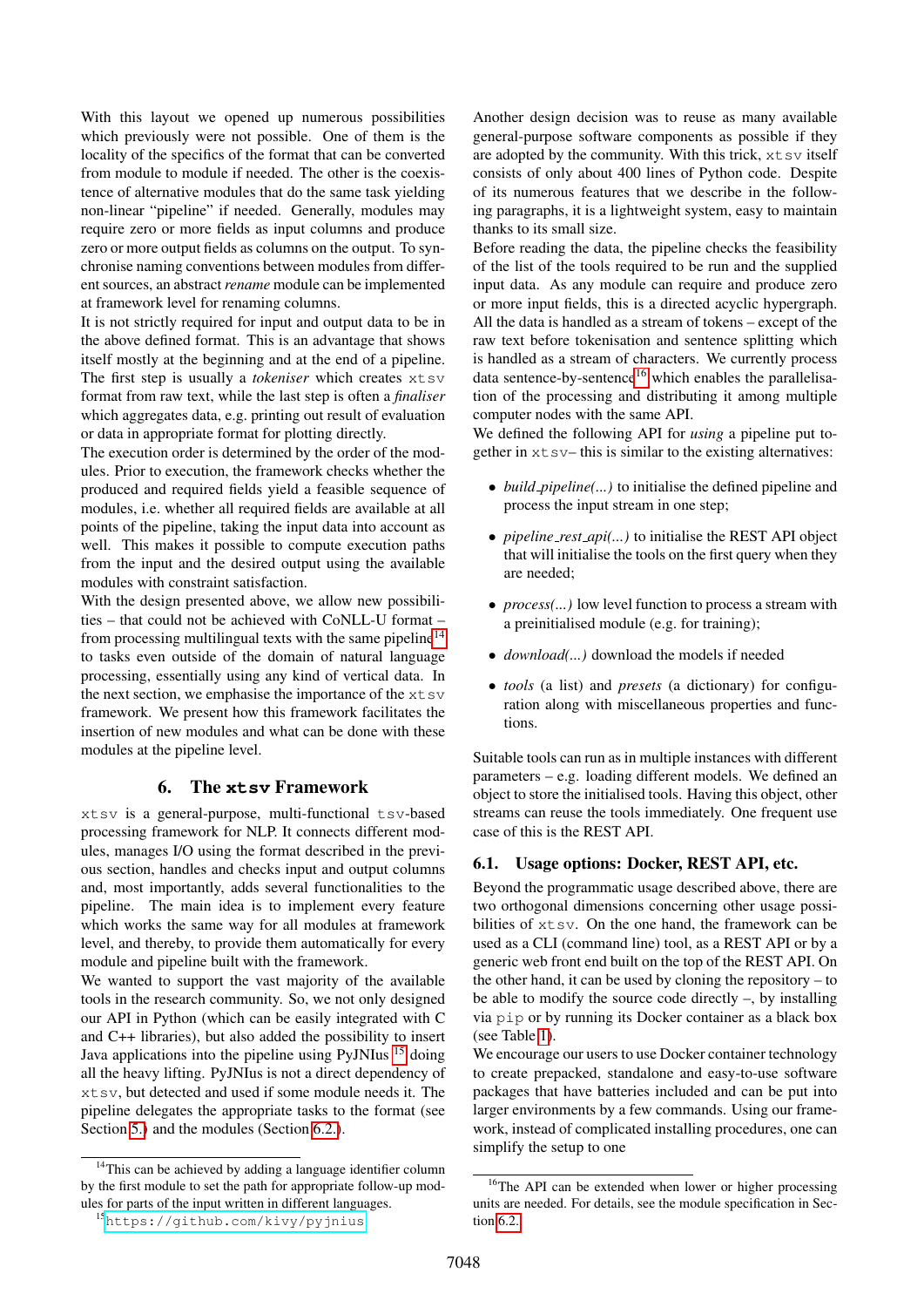With this layout we opened up numerous possibilities which previously were not possible. One of them is the locality of the specifics of the format that can be converted from module to module if needed. The other is the coexistence of alternative modules that do the same task yielding non-linear "pipeline" if needed. Generally, modules may require zero or more fields as input columns and produce zero or more output fields as columns on the output. To synchronise naming conventions between modules from different sources, an abstract *rename* module can be implemented at framework level for renaming columns.

It is not strictly required for input and output data to be in the above defined format. This is an advantage that shows itself mostly at the beginning and at the end of a pipeline. The first step is usually a *tokeniser* which creates `xtsv` format from raw text, while the last step is often a *finaliser* which aggregates data, e.g. printing out result of evaluation or data in appropriate format for plotting directly.

The execution order is determined by the order of the modules. Prior to execution, the framework checks whether the produced and required fields yield a feasible sequence of modules, i.e. whether all required fields are available at all points of the pipeline, taking the input data into account as well. This makes it possible to compute execution paths from the input and the desired output using the available modules with constraint satisfaction.

With the design presented above, we allow new possibilities – that could not be achieved with CoNLL-U format – from processing multilingual texts with the same pipeline[14] to tasks even outside of the domain of natural language processing, essentially using any kind of vertical data. In the next section, we emphasise the importance of the `xtsv` framework. We present how this framework facilitates the insertion of new modules and what can be done with these modules at the pipeline level.

## 6. The `xtsv` Framework

`xtsv` is a general-purpose, multi-functional `tsv`-based processing framework for NLP. It connects different modules, manages I/O using the format described in the previous section, handles and checks input and output columns and, most importantly, adds several functionalities to the pipeline. The main idea is to implement every feature which works the same way for all modules at framework level, and thereby, to provide them automatically for every module and pipeline built with the framework.

We wanted to support the vast majority of the available tools in the research community. So, we not only designed our API in Python (which can be easily integrated with C and C++ libraries), but also added the possibility to insert Java applications into the pipeline using PyJNIus [15] doing all the heavy lifting. PyJNIus is not a direct dependency of `xtsv`, but detected and used if some module needs it. The pipeline delegates the appropriate tasks to the format (see Section 5.) and the modules (Section 6.2.).

Another design decision was to reuse as many available general-purpose software components as possible if they are adopted by the community. With this trick, `xtsv` itself consists of only about 400 lines of Python code. Despite of its numerous features that we describe in the following paragraphs, it is a lightweight system, easy to maintain thanks to its small size.

Before reading the data, the pipeline checks the feasibility of the list of the tools required to be run and the supplied input data. As any module can require and produce zero or more input fields, this is a directed acyclic hypergraph. All the data is handled as a stream of tokens – except of the raw text before tokenisation and sentence splitting which is handled as a stream of characters. We currently process data sentence-by-sentence[16] which enables the parallelisation of the processing and distributing it among multiple computer nodes with the same API.

We defined the following API for *using* a pipeline put together in `xtsv`– this is similar to the existing alternatives:

- *build_pipeline(...)* to initialise the defined pipeline and process the input stream in one step;
- *pipeline_rest_api(...)* to initialise the REST API object that will initialise the tools on the first query when they are needed;
- *process(...)* low level function to process a stream with a preinitialised module (e.g. for training);
- *download(...)* download the models if needed
- *tools* (a list) and *presets* (a dictionary) for configuration along with miscellaneous properties and functions.

Suitable tools can run as in multiple instances with different parameters – e.g. loading different models. We defined an object to store the initialised tools. Having this object, other streams can reuse the tools immediately. One frequent use case of this is the REST API.

### 6.1. Usage options: Docker, REST API, etc.

Beyond the programmatic usage described above, there are two orthogonal dimensions concerning other usage possibilities of `xtsv`. On the one hand, the framework can be used as a CLI (command line) tool, as a REST API or by a generic web front end built on the top of the REST API. On the other hand, it can be used by cloning the repository – to be able to modify the source code directly –, by installing via `pip` or by running its Docker container as a black box (see Table 1).

We encourage our users to use Docker container technology to create prepacked, standalone and easy-to-use software packages that have batteries included and can be put into larger environments by a few commands. Using our framework, instead of complicated installing procedures, one can simplify the setup to one

[14] This can be achieved by adding a language identifier column by the first module to set the path for appropriate follow-up modules for parts of the input written in different languages.

[15] https://github.com/kivy/pyjnius

[16] The API can be extended when lower or higher processing units are needed. For details, see the module specification in Section 6.2.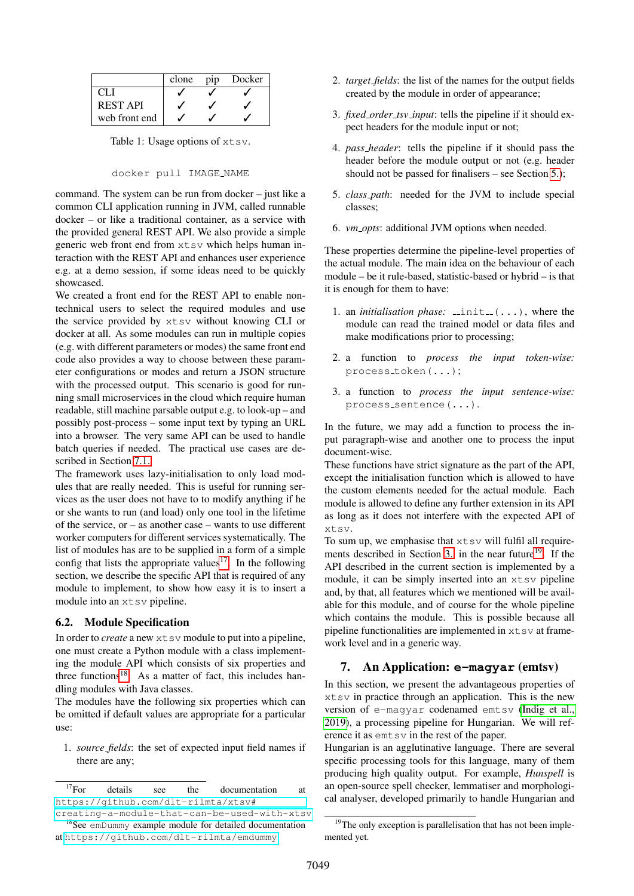| | clone | pip | Docker |
|---|---|---|---|
| CLI | ✓ | ✓ | ✓ |
| REST API | ✓ | ✓ | ✓ |
| web front end | ✓ | ✓ | ✓ |

Table 1: Usage options of `xtsv`.

```
docker pull IMAGE_NAME
```

command. The system can be run from docker – just like a common CLI application running in JVM, called runnable docker – or like a traditional container, as a service with the provided general REST API. We also provide a simple generic web front end from `xtsv` which helps human interaction with the REST API and enhances user experience e.g. at a demo session, if some ideas need to be quickly showcased.

We created a front end for the REST API to enable non-technical users to select the required modules and use the service provided by `xtsv` without knowing CLI or docker at all. As some modules can run in multiple copies (e.g. with different parameters or modes) the same front end code also provides a way to choose between these parameter configurations or modes and return a JSON structure with the processed output. This scenario is good for running small microservices in the cloud which require human readable, still machine parsable output e.g. to look-up – and possibly post-process – some input text by typing an URL into a browser. The very same API can be used to handle batch queries if needed. The practical use cases are described in Section 7.1.

The framework uses lazy-initialisation to only load modules that are really needed. This is useful for running services as the user does not have to to modify anything if he or she wants to run (and load) only one tool in the lifetime of the service, or – as another case – wants to use different worker computers for different services systematically. The list of modules has are to be supplied in a form of a simple config that lists the appropriate values[17]. In the following section, we describe the specific API that is required of any module to implement, to show how easy it is to insert a module into an `xtsv` pipeline.

### 6.2. Module Specification

In order to *create* a new `xtsv` module to put into a pipeline, one must create a Python module with a class implementing the module API which consists of six properties and three functions[18]. As a matter of fact, this includes handling modules with Java classes.

The modules have the following six properties which can be omitted if default values are appropriate for a particular use:

1. *source_fields*: the set of expected input field names if there are any;
2. *target_fields*: the list of the names for the output fields created by the module in order of appearance;
3. *fixed_order_tsv_input*: tells the pipeline if it should expect headers for the module input or not;
4. *pass_header*: tells the pipeline if it should pass the header before the module output or not (e.g. header should not be passed for finalisers – see Section 5.);
5. *class_path*: needed for the JVM to include special classes;
6. *vm_opts*: additional JVM options when needed.

These properties determine the pipeline-level properties of the actual module. The main idea on the behaviour of each module – be it rule-based, statistic-based or hybrid – is that it is enough for them to have:

1. an *initialisation phase:* `__init__(...)`, where the module can read the trained model or data files and make modifications prior to processing;
2. a function to *process the input token-wise:* `process_token(...)`;
3. a function to *process the input sentence-wise:* `process_sentence(...)`.

In the future, we may add a function to process the input paragraph-wise and another one to process the input document-wise.

These functions have strict signature as the part of the API, except the initialisation function which is allowed to have the custom elements needed for the actual module. Each module is allowed to define any further extension in its API as long as it does not interfere with the expected API of `xtsv`.

To sum up, we emphasise that `xtsv` will fulfil all requirements described in Section 3. in the near future[19]. If the API described in the current section is implemented by a module, it can be simply inserted into an `xtsv` pipeline and, by that, all features which we mentioned will be available for this module, and of course for the whole pipeline which contains the module. This is possible because all pipeline functionalities are implemented in `xtsv` at framework level and in a generic way.

## 7. An Application: `e-magyar` (emtsv)

In this section, we present the advantageous properties of `xtsv` in practice through an application. This is the new version of `e-magyar` codenamed `emtsv` (Indig et al., 2019), a processing pipeline for Hungarian. We will reference it as `emtsv` in the rest of the paper.

Hungarian is an agglutinative language. There are several specific processing tools for this language, many of them producing high quality output. For example, *Hunspell* is an open-source spell checker, lemmatiser and morphological analyser, developed primarily to handle Hungarian and

---

[17] For details see the documentation at https://github.com/dlt-rilmta/xtsv#creating-a-module-that-can-be-used-with-xtsv

[18] See `emDummy` example module for detailed documentation at https://github.com/dlt-rilmta/emdummy

[19] The only exception is parallelisation that has not been implemented yet.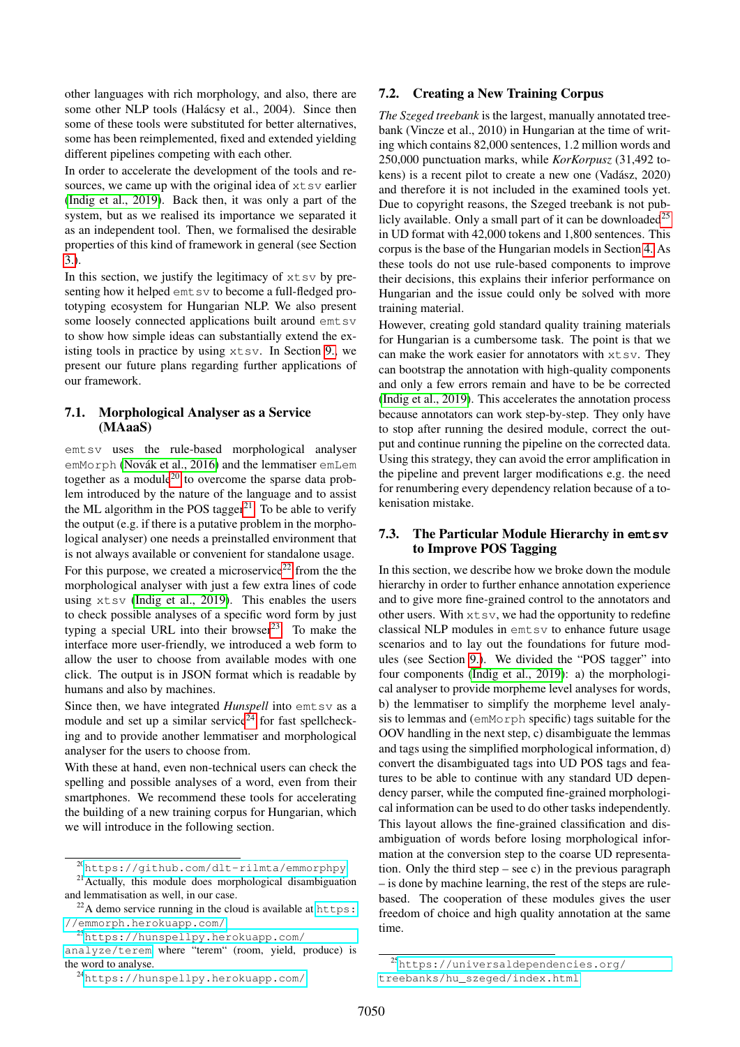other languages with rich morphology, and also, there are some other NLP tools (Halácsy et al., 2004). Since then some of these tools were substituted for better alternatives, some has been reimplemented, fixed and extended yielding different pipelines competing with each other.

In order to accelerate the development of the tools and resources, we came up with the original idea of xtsv earlier (Indig et al., 2019). Back then, it was only a part of the system, but as we realised its importance we separated it as an independent tool. Then, we formalised the desirable properties of this kind of framework in general (see Section 3.).

In this section, we justify the legitimacy of xtsv by presenting how it helped emtsv to become a full-fledged prototyping ecosystem for Hungarian NLP. We also present some loosely connected applications built around emtsv to show how simple ideas can substantially extend the existing tools in practice by using xtsv. In Section 9., we present our future plans regarding further applications of our framework.

### 7.1. Morphological Analyser as a Service (MAaaS)

emtsv uses the rule-based morphological analyser emMorph (Novák et al., 2016) and the lemmatiser emLem together as a module[20] to overcome the sparse data problem introduced by the nature of the language and to assist the ML algorithm in the POS tagger[21]. To be able to verify the output (e.g. if there is a putative problem in the morphological analyser) one needs a preinstalled environment that is not always available or convenient for standalone usage.

For this purpose, we created a microservice[22] from the the morphological analyser with just a few extra lines of code using xtsv (Indig et al., 2019). This enables the users to check possible analyses of a specific word form by just typing a special URL into their browser[23]. To make the interface more user-friendly, we introduced a web form to allow the user to choose from available modes with one click. The output is in JSON format which is readable by humans and also by machines.

Since then, we have integrated *Hunspell* into emtsv as a module and set up a similar service[24] for fast spellchecking and to provide another lemmatiser and morphological analyser for the users to choose from.

With these at hand, even non-technical users can check the spelling and possible analyses of a word, even from their smartphones. We recommend these tools for accelerating the building of a new training corpus for Hungarian, which we will introduce in the following section.

[20] https://github.com/dlt-rilmta/emmorphpy

[21] Actually, this module does morphological disambiguation and lemmatisation as well, in our case.

[22] A demo service running in the cloud is available at https://emmorph.herokuapp.com/

[23] https://hunspellpy.herokuapp.com/analyze/terem where "terem" (room, yield, produce) is the word to analyse.

[24] https://hunspellpy.herokuapp.com/

### 7.2. Creating a New Training Corpus

*The Szeged treebank* is the largest, manually annotated treebank (Vincze et al., 2010) in Hungarian at the time of writing which contains 82,000 sentences, 1.2 million words and 250,000 punctuation marks, while *KorKorpusz* (31,492 tokens) is a recent pilot to create a new one (Vadász, 2020) and therefore it is not included in the examined tools yet. Due to copyright reasons, the Szeged treebank is not publicly available. Only a small part of it can be downloaded[25] in UD format with 42,000 tokens and 1,800 sentences. This corpus is the base of the Hungarian models in Section 4. As these tools do not use rule-based components to improve their decisions, this explains their inferior performance on Hungarian and the issue could only be solved with more training material.

However, creating gold standard quality training materials for Hungarian is a cumbersome task. The point is that we can make the work easier for annotators with xtsv. They can bootstrap the annotation with high-quality components and only a few errors remain and have to be be corrected (Indig et al., 2019). This accelerates the annotation process because annotators can work step-by-step. They only have to stop after running the desired module, correct the output and continue running the pipeline on the corrected data. Using this strategy, they can avoid the error amplification in the pipeline and prevent larger modifications e.g. the need for renumbering every dependency relation because of a tokenisation mistake.

### 7.3. The Particular Module Hierarchy in emtsv to Improve POS Tagging

In this section, we describe how we broke down the module hierarchy in order to further enhance annotation experience and to give more fine-grained control to the annotators and other users. With xtsv, we had the opportunity to redefine classical NLP modules in emtsv to enhance future usage scenarios and to lay out the foundations for future modules (see Section 9.). We divided the "POS tagger" into four components (Indig et al., 2019): a) the morphological analyser to provide morpheme level analyses for words, b) the lemmatiser to simplify the morpheme level analysis to lemmas and (emMorph specific) tags suitable for the OOV handling in the next step, c) disambiguate the lemmas and tags using the simplified morphological information, d) convert the disambiguated tags into UD POS tags and features to be able to continue with any standard UD dependency parser, while the computed fine-grained morphological information can be used to do other tasks independently. This layout allows the fine-grained classification and disambiguation of words before losing morphological information at the conversion step to the coarse UD representation. Only the third step – see c) in the previous paragraph – is done by machine learning, the rest of the steps are rule-based. The cooperation of these modules gives the user freedom of choice and high quality annotation at the same time.

[25] https://universaldependencies.org/treebanks/hu_szeged/index.html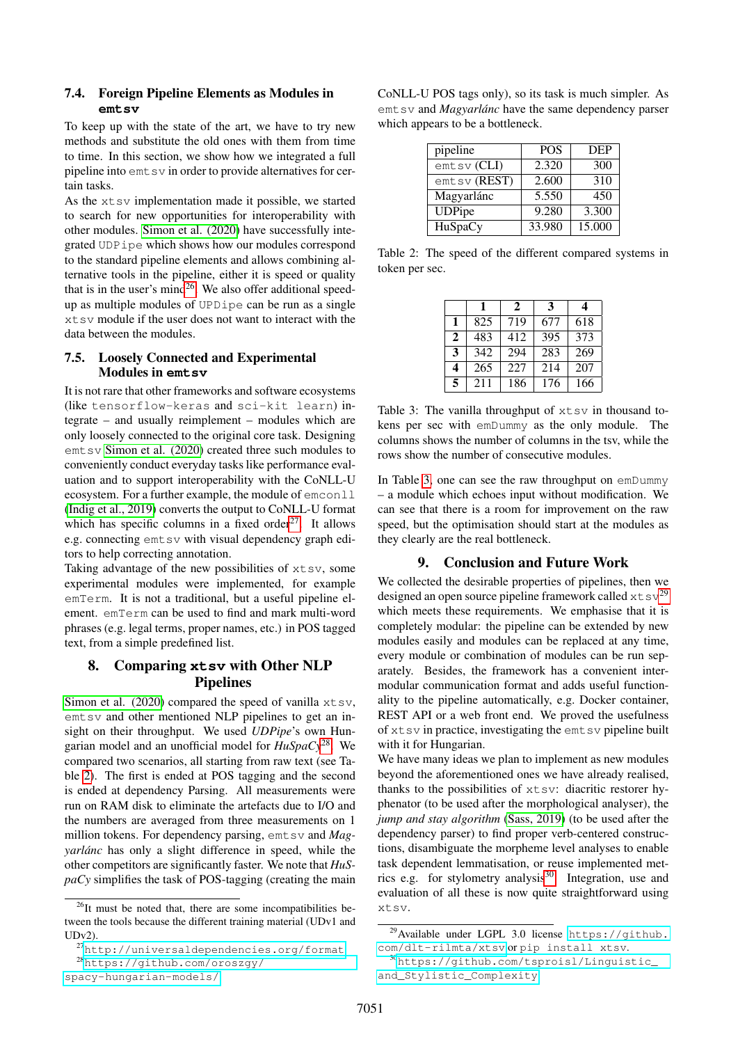### 7.4. Foreign Pipeline Elements as Modules in **emtsv**

To keep up with the state of the art, we have to try new methods and substitute the old ones with them from time to time. In this section, we show how we integrated a full pipeline into emtsv in order to provide alternatives for certain tasks.

As the xtsv implementation made it possible, we started to search for new opportunities for interoperability with other modules. Simon et al. (2020) have successfully integrated UDPipe which shows how our modules correspond to the standard pipeline elements and allows combining alternative tools in the pipeline, either it is speed or quality that is in the user's mind[26]. We also offer additional speed-up as multiple modules of UPDipe can be run as a single xtsv module if the user does not want to interact with the data between the modules.

### 7.5. Loosely Connected and Experimental Modules in **emtsv**

It is not rare that other frameworks and software ecosystems (like tensorflow-keras and sci-kit learn) integrate – and usually reimplement – modules which are only loosely connected to the original core task. Designing emtsv Simon et al. (2020) created three such modules to conveniently conduct everyday tasks like performance evaluation and to support interoperability with the CoNLL-U ecosystem. For a further example, the module of emconll (Indig et al., 2019) converts the output to CoNLL-U format which has specific columns in a fixed order[27]. It allows e.g. connecting emtsv with visual dependency graph editors to help correcting annotation.

Taking advantage of the new possibilities of xtsv, some experimental modules were implemented, for example emTerm. It is not a traditional, but a useful pipeline element. emTerm can be used to find and mark multi-word phrases (e.g. legal terms, proper names, etc.) in POS tagged text, from a simple predefined list.

## 8. Comparing **xtsv** with Other NLP Pipelines

Simon et al. (2020) compared the speed of vanilla xtsv, emtsv and other mentioned NLP pipelines to get an insight on their throughput. We used *UDPipe*'s own Hungarian model and an unofficial model for *HuSpaCy*[28]. We compared two scenarios, all starting from raw text (see Table 2). The first is ended at POS tagging and the second is ended at dependency Parsing. All measurements were run on RAM disk to eliminate the artefacts due to I/O and the numbers are averaged from three measurements on 1 million tokens. For dependency parsing, emtsv and *Magyarlánc* has only a slight difference in speed, while the other competitors are significantly faster. We note that *HuSpaCy* simplifies the task of POS-tagging (creating the main CoNLL-U POS tags only), so its task is much simpler. As emtsv and *Magyarlánc* have the same dependency parser which appears to be a bottleneck.

| pipeline | POS | DEP |
|---|---|---|
| emtsv (CLI) | 2.320 | 300 |
| emtsv (REST) | 2.600 | 310 |
| Magyarlánc | 5.550 | 450 |
| UDPipe | 9.280 | 3.300 |
| HuSpaCy | 33.980 | 15.000 |

Table 2: The speed of the different compared systems in token per sec.

| | **1** | **2** | **3** | **4** |
|---|---|---|---|---|
| **1** | 825 | 719 | 677 | 618 |
| **2** | 483 | 412 | 395 | 373 |
| **3** | 342 | 294 | 283 | 269 |
| **4** | 265 | 227 | 214 | 207 |
| **5** | 211 | 186 | 176 | 166 |

Table 3: The vanilla throughput of xtsv in thousand tokens per sec with emDummy as the only module. The columns shows the number of columns in the tsv, while the rows show the number of consecutive modules.

In Table 3, one can see the raw throughput on emDummy – a module which echoes input without modification. We can see that there is a room for improvement on the raw speed, but the optimisation should start at the modules as they clearly are the real bottleneck.

## 9. Conclusion and Future Work

We collected the desirable properties of pipelines, then we designed an open source pipeline framework called xtsv[29] which meets these requirements. We emphasise that it is completely modular: the pipeline can be extended by new modules easily and modules can be replaced at any time, every module or combination of modules can be run separately. Besides, the framework has a convenient inter-modular communication format and adds useful functionality to the pipeline automatically, e.g. Docker container, REST API or a web front end. We proved the usefulness of xtsv in practice, investigating the emtsv pipeline built with it for Hungarian.

We have many ideas we plan to implement as new modules beyond the aforementioned ones we have already realised, thanks to the possibilities of xtsv: diacritic restorer hyphenator (to be used after the morphological analyser), the *jump and stay algorithm* (Sass, 2019) (to be used after the dependency parser) to find proper verb-centered constructions, disambiguate the morpheme level analyses to enable task dependent lemmatisation, or reuse implemented metrics e.g. for stylometry analysis[30]. Integration, use and evaluation of all these is now quite straightforward using xtsv.

[26] It must be noted that, there are some incompatibilities between the tools because the different training material (UDv1 and UDv2).

[27] http://universaldependencies.org/format

[28] https://github.com/oroszgy/spacy-hungarian-models/

[29] Available under LGPL 3.0 license https://github.com/dlt-rilmta/xtsv or pip install xtsv.

[30] https://github.com/tsproisl/Linguistic_and_Stylistic_Complexity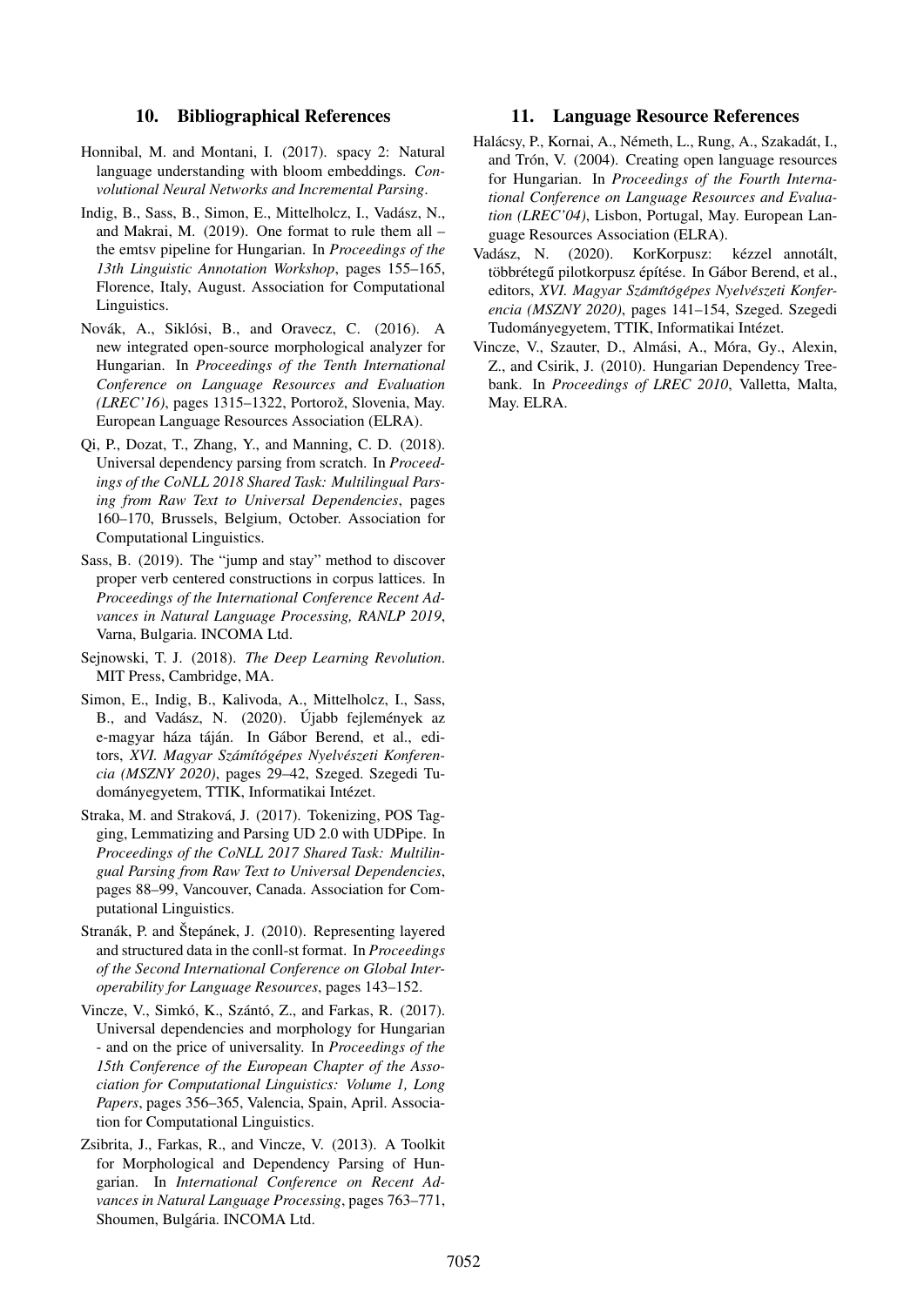## 10. Bibliographical References

Honnibal, M. and Montani, I. (2017). spacy 2: Natural language understanding with bloom embeddings. *Convolutional Neural Networks and Incremental Parsing*.

Indig, B., Sass, B., Simon, E., Mittelholcz, I., Vadász, N., and Makrai, M. (2019). One format to rule them all – the emtsv pipeline for Hungarian. In *Proceedings of the 13th Linguistic Annotation Workshop*, pages 155–165, Florence, Italy, August. Association for Computational Linguistics.

Novák, A., Siklósi, B., and Oravecz, C. (2016). A new integrated open-source morphological analyzer for Hungarian. In *Proceedings of the Tenth International Conference on Language Resources and Evaluation (LREC'16)*, pages 1315–1322, Portorož, Slovenia, May. European Language Resources Association (ELRA).

Qi, P., Dozat, T., Zhang, Y., and Manning, C. D. (2018). Universal dependency parsing from scratch. In *Proceedings of the CoNLL 2018 Shared Task: Multilingual Parsing from Raw Text to Universal Dependencies*, pages 160–170, Brussels, Belgium, October. Association for Computational Linguistics.

Sass, B. (2019). The "jump and stay" method to discover proper verb centered constructions in corpus lattices. In *Proceedings of the International Conference Recent Advances in Natural Language Processing, RANLP 2019*, Varna, Bulgaria. INCOMA Ltd.

Sejnowski, T. J. (2018). *The Deep Learning Revolution*. MIT Press, Cambridge, MA.

Simon, E., Indig, B., Kalivoda, A., Mittelholcz, I., Sass, B., and Vadász, N. (2020). Újabb fejlemények az e-magyar háza táján. In Gábor Berend, et al., editors, *XVI. Magyar Számítógépes Nyelvészeti Konferencia (MSZNY 2020)*, pages 29–42, Szeged. Szegedi Tudományegyetem, TTIK, Informatikai Intézet.

Straka, M. and Straková, J. (2017). Tokenizing, POS Tagging, Lemmatizing and Parsing UD 2.0 with UDPipe. In *Proceedings of the CoNLL 2017 Shared Task: Multilingual Parsing from Raw Text to Universal Dependencies*, pages 88–99, Vancouver, Canada. Association for Computational Linguistics.

Stranák, P. and Štepánek, J. (2010). Representing layered and structured data in the conll-st format. In *Proceedings of the Second International Conference on Global Interoperability for Language Resources*, pages 143–152.

Vincze, V., Simkó, K., Szántó, Z., and Farkas, R. (2017). Universal dependencies and morphology for Hungarian - and on the price of universality. In *Proceedings of the 15th Conference of the European Chapter of the Association for Computational Linguistics: Volume 1, Long Papers*, pages 356–365, Valencia, Spain, April. Association for Computational Linguistics.

Zsibrita, J., Farkas, R., and Vincze, V. (2013). A Toolkit for Morphological and Dependency Parsing of Hungarian. In *International Conference on Recent Advances in Natural Language Processing*, pages 763–771, Shoumen, Bulgária. INCOMA Ltd.

## 11. Language Resource References

Halácsy, P., Kornai, A., Németh, L., Rung, A., Szakadát, I., and Trón, V. (2004). Creating open language resources for Hungarian. In *Proceedings of the Fourth International Conference on Language Resources and Evaluation (LREC'04)*, Lisbon, Portugal, May. European Language Resources Association (ELRA).

Vadász, N. (2020). KorKorpusz: kézzel annotált, többrétegű pilotkorpusz építése. In Gábor Berend, et al., editors, *XVI. Magyar Számítógépes Nyelvészeti Konferencia (MSZNY 2020)*, pages 141–154, Szeged. Szegedi Tudományegyetem, TTIK, Informatikai Intézet.

Vincze, V., Szauter, D., Almási, A., Móra, Gy., Alexin, Z., and Csirik, J. (2010). Hungarian Dependency Treebank. In *Proceedings of LREC 2010*, Valletta, Malta, May. ELRA.